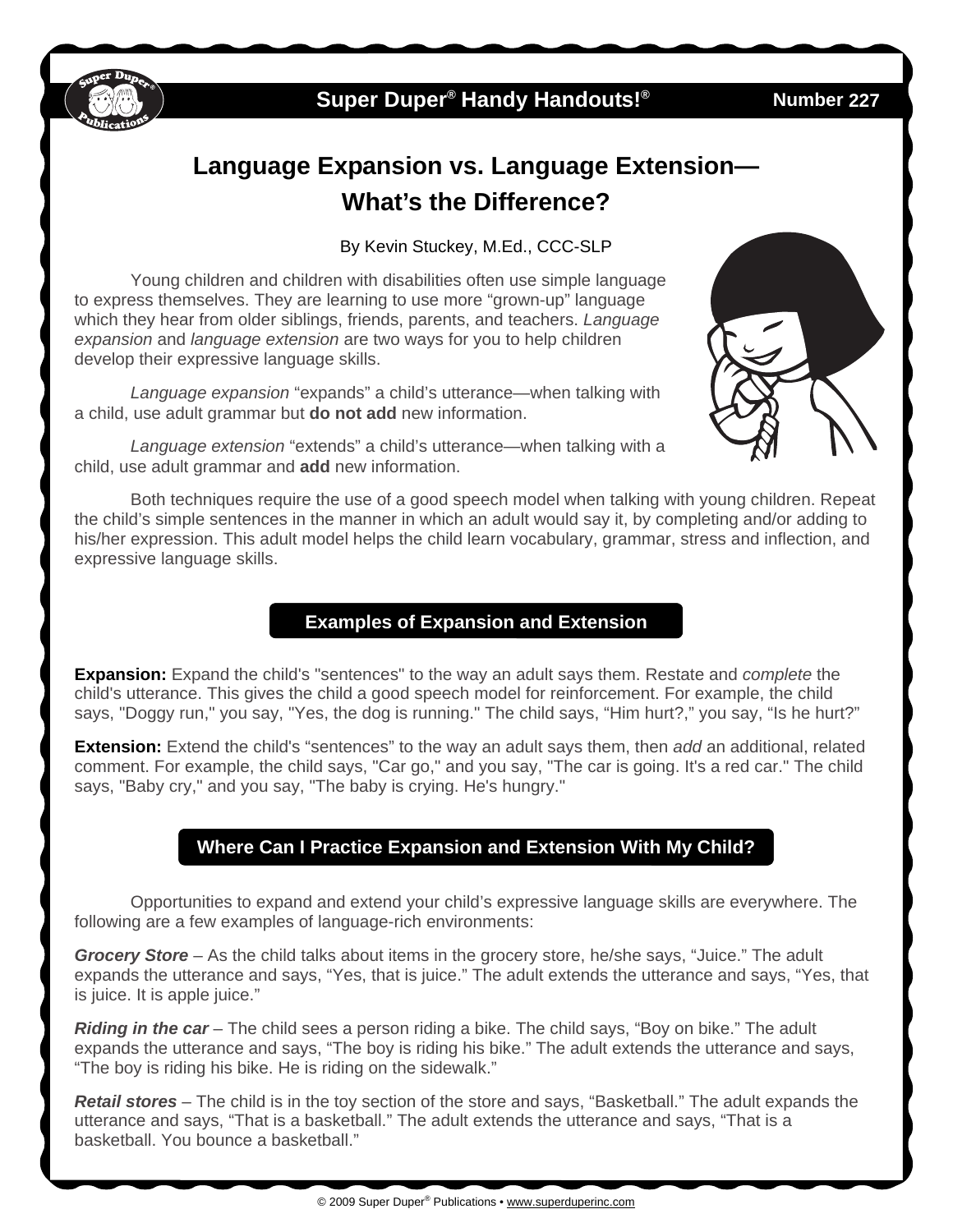# Language Expansion vs. Language Extension—What's the Difference?

By Kevin Stuckey, M.Ed., CCC-SLP

Young children and children with disabilities often use simple language to express themselves. They are learning to use more "grown-up" language which they hear from older siblings, friends, parents, and teachers. *Language expansion* and *language extension* are two ways for you to help children develop their expressive language skills.

*Language expansion* "expands" a child's utterance—when talking with a child, use adult grammar but **do not add** new information.

*Language extension* "extends" a child's utterance—when talking with a child, use adult grammar and **add** new information.

Both techniques require the use of a good speech model when talking with young children. Repeat the child's simple sentences in the manner in which an adult would say it, by completing and/or adding to his/her expression. This adult model helps the child learn vocabulary, grammar, stress and inflection, and expressive language skills.

## Examples of Expansion and Extension

**Expansion:** Expand the child's "sentences" to the way an adult says them. Restate and *complete* the child's utterance. This gives the child a good speech model for reinforcement. For example, the child says, "Doggy run," you say, "Yes, the dog is running." The child says, "Him hurt?," you say, "Is he hurt?"

**Extension:** Extend the child's "sentences" to the way an adult says them, then *add* an additional, related comment. For example, the child says, "Car go," and you say, "The car is going. It's a red car." The child says, "Baby cry," and you say, "The baby is crying. He's hungry."

## Where Can I Practice Expansion and Extension With My Child?

Opportunities to expand and extend your child's expressive language skills are everywhere. The following are a few examples of language-rich environments:

***Grocery Store*** – As the child talks about items in the grocery store, he/she says, "Juice." The adult expands the utterance and says, "Yes, that is juice." The adult extends the utterance and says, "Yes, that is juice. It is apple juice."

***Riding in the car*** – The child sees a person riding a bike. The child says, "Boy on bike." The adult expands the utterance and says, "The boy is riding his bike." The adult extends the utterance and says, "The boy is riding his bike. He is riding on the sidewalk."

***Retail stores*** – The child is in the toy section of the store and says, "Basketball." The adult expands the utterance and says, "That is a basketball." The adult extends the utterance and says, "That is a basketball. You bounce a basketball."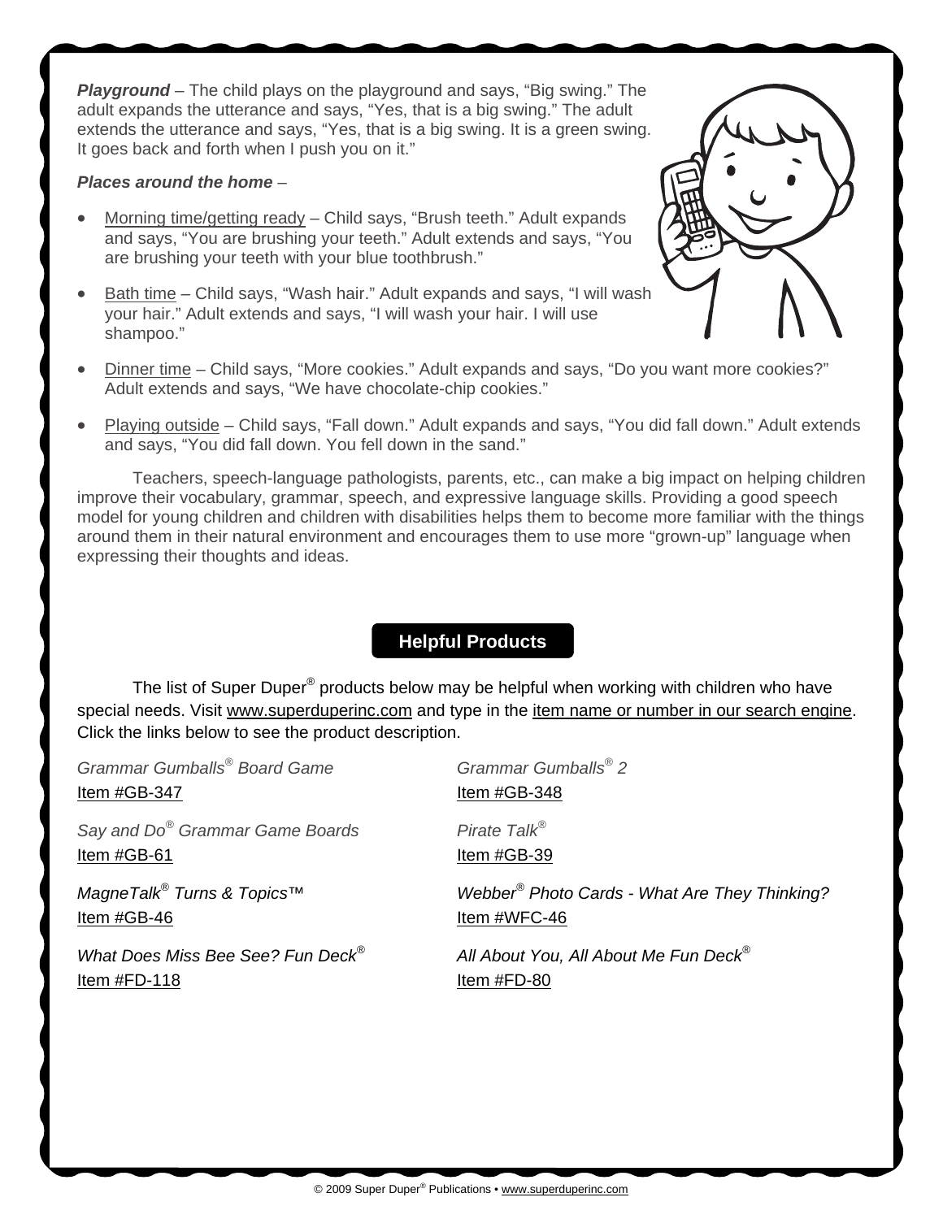***Playground*** – The child plays on the playground and says, "Big swing." The adult expands the utterance and says, "Yes, that is a big swing." The adult extends the utterance and says, "Yes, that is a big swing. It is a green swing. It goes back and forth when I push you on it."

***Places around the home*** –

- Morning time/getting ready – Child says, "Brush teeth." Adult expands and says, "You are brushing your teeth." Adult extends and says, "You are brushing your teeth with your blue toothbrush."
- Bath time – Child says, "Wash hair." Adult expands and says, "I will wash your hair." Adult extends and says, "I will wash your hair. I will use shampoo."
- Dinner time – Child says, "More cookies." Adult expands and says, "Do you want more cookies?" Adult extends and says, "We have chocolate-chip cookies."
- Playing outside – Child says, "Fall down." Adult expands and says, "You did fall down." Adult extends and says, "You did fall down. You fell down in the sand."

Teachers, speech-language pathologists, parents, etc., can make a big impact on helping children improve their vocabulary, grammar, speech, and expressive language skills. Providing a good speech model for young children and children with disabilities helps them to become more familiar with the things around them in their natural environment and encourages them to use more "grown-up" language when expressing their thoughts and ideas.

## Helpful Products

The list of Super Duper® products below may be helpful when working with children who have special needs. Visit www.superduperinc.com and type in the item name or number in our search engine. Click the links below to see the product description.

*Grammar Gumballs® Board Game*
Item #GB-347

*Grammar Gumballs® 2*
Item #GB-348

*Say and Do® Grammar Game Boards*
Item #GB-61

*Pirate Talk®*
Item #GB-39

*MagneTalk® Turns & Topics™*
Item #GB-46

*Webber® Photo Cards - What Are They Thinking?*
Item #WFC-46

*What Does Miss Bee See? Fun Deck®*
Item #FD-118

*All About You, All About Me Fun Deck®*
Item #FD-80